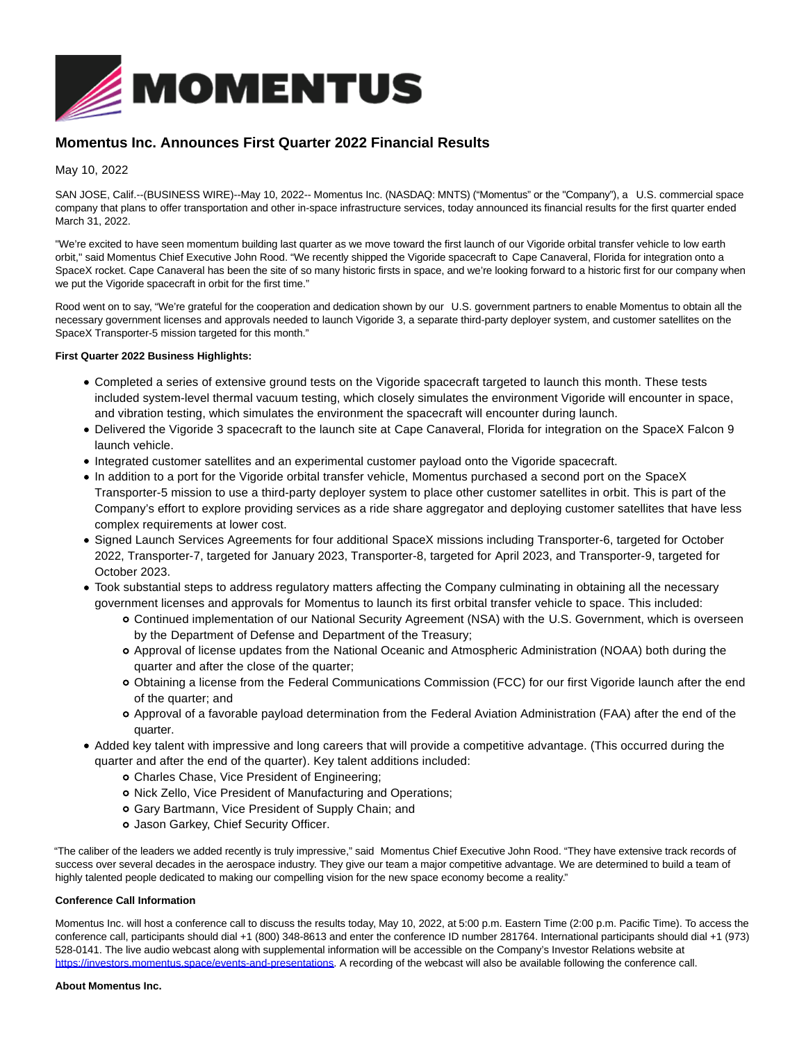MOMENTUS

# Momentus Inc. Announces First Quarter 2022 Financial Results

May 10, 2022

SAN JOSE, Calif.--(BUSINESS WIRE)--May 10, 2022-- Momentus Inc. (NASDAQ: MNTS) ("Momentus" or the "Company"), a U.S. commercial space company that plans to offer transportation and other in-space infrastructure services, today announced its financial results for the first quarter ended March 31, 2022.

"We're excited to have seen momentum building last quarter as we move toward the first launch of our Vigoride orbital transfer vehicle to low earth orbit," said Momentus Chief Executive John Rood. "We recently shipped the Vigoride spacecraft to Cape Canaveral, Florida for integration onto a SpaceX rocket. Cape Canaveral has been the site of so many historic firsts in space, and we're looking forward to a historic first for our company when we put the Vigoride spacecraft in orbit for the first time."

Rood went on to say, "We're grateful for the cooperation and dedication shown by our U.S. government partners to enable Momentus to obtain all the necessary government licenses and approvals needed to launch Vigoride 3, a separate third-party deployer system, and customer satellites on the SpaceX Transporter-5 mission targeted for this month."

**First Quarter 2022 Business Highlights:**

- Completed a series of extensive ground tests on the Vigoride spacecraft targeted to launch this month. These tests included system-level thermal vacuum testing, which closely simulates the environment Vigoride will encounter in space, and vibration testing, which simulates the environment the spacecraft will encounter during launch.
- Delivered the Vigoride 3 spacecraft to the launch site at Cape Canaveral, Florida for integration on the SpaceX Falcon 9 launch vehicle.
- Integrated customer satellites and an experimental customer payload onto the Vigoride spacecraft.
- In addition to a port for the Vigoride orbital transfer vehicle, Momentus purchased a second port on the SpaceX Transporter-5 mission to use a third-party deployer system to place other customer satellites in orbit. This is part of the Company's effort to explore providing services as a ride share aggregator and deploying customer satellites that have less complex requirements at lower cost.
- Signed Launch Services Agreements for four additional SpaceX missions including Transporter-6, targeted for October 2022, Transporter-7, targeted for January 2023, Transporter-8, targeted for April 2023, and Transporter-9, targeted for October 2023.
- Took substantial steps to address regulatory matters affecting the Company culminating in obtaining all the necessary government licenses and approvals for Momentus to launch its first orbital transfer vehicle to space. This included:
  - Continued implementation of our National Security Agreement (NSA) with the U.S. Government, which is overseen by the Department of Defense and Department of the Treasury;
  - Approval of license updates from the National Oceanic and Atmospheric Administration (NOAA) both during the quarter and after the close of the quarter;
  - Obtaining a license from the Federal Communications Commission (FCC) for our first Vigoride launch after the end of the quarter; and
  - Approval of a favorable payload determination from the Federal Aviation Administration (FAA) after the end of the quarter.
- Added key talent with impressive and long careers that will provide a competitive advantage. (This occurred during the quarter and after the end of the quarter). Key talent additions included:
  - Charles Chase, Vice President of Engineering;
  - Nick Zello, Vice President of Manufacturing and Operations;
  - Gary Bartmann, Vice President of Supply Chain; and
  - Jason Garkey, Chief Security Officer.

"The caliber of the leaders we added recently is truly impressive," said Momentus Chief Executive John Rood. "They have extensive track records of success over several decades in the aerospace industry. They give our team a major competitive advantage. We are determined to build a team of highly talented people dedicated to making our compelling vision for the new space economy become a reality."

**Conference Call Information**

Momentus Inc. will host a conference call to discuss the results today, May 10, 2022, at 5:00 p.m. Eastern Time (2:00 p.m. Pacific Time). To access the conference call, participants should dial +1 (800) 348-8613 and enter the conference ID number 281764. International participants should dial +1 (973) 528-0141. The live audio webcast along with supplemental information will be accessible on the Company's Investor Relations website at https://investors.momentus.space/events-and-presentations. A recording of the webcast will also be available following the conference call.

**About Momentus Inc.**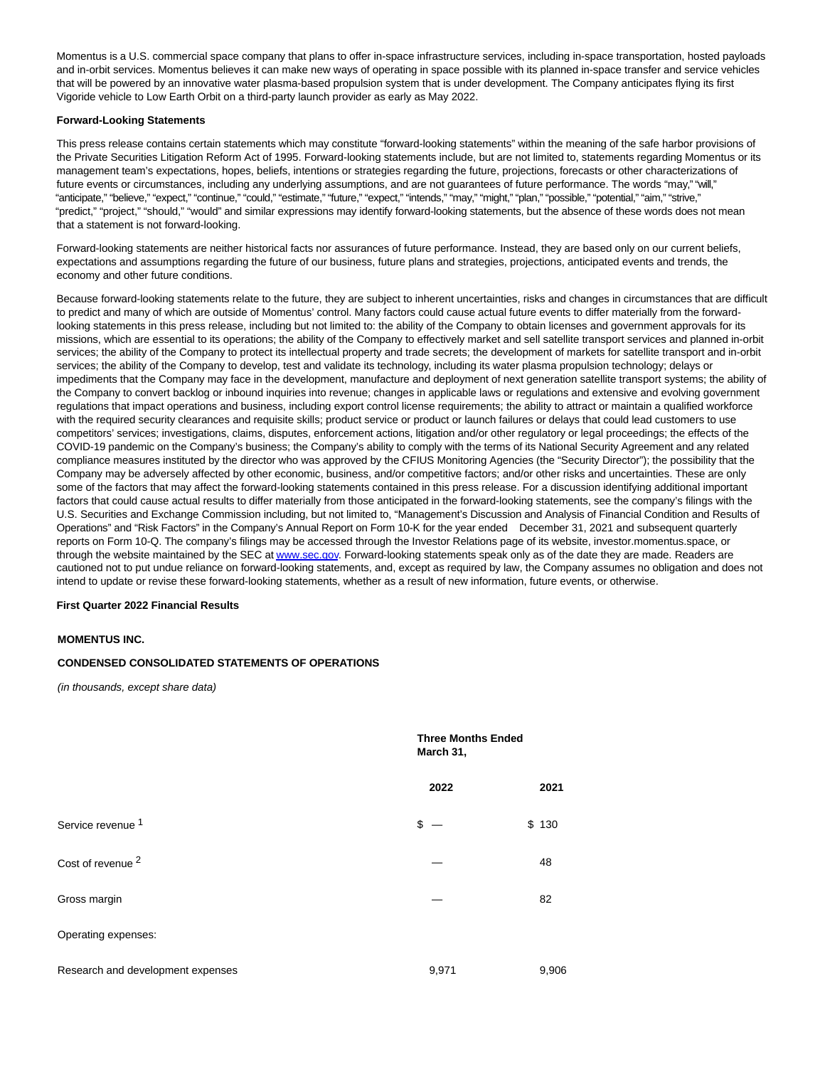Momentus is a U.S. commercial space company that plans to offer in-space infrastructure services, including in-space transportation, hosted payloads and in-orbit services. Momentus believes it can make new ways of operating in space possible with its planned in-space transfer and service vehicles that will be powered by an innovative water plasma-based propulsion system that is under development. The Company anticipates flying its first Vigoride vehicle to Low Earth Orbit on a third-party launch provider as early as May 2022.

**Forward-Looking Statements**

This press release contains certain statements which may constitute "forward-looking statements" within the meaning of the safe harbor provisions of the Private Securities Litigation Reform Act of 1995. Forward-looking statements include, but are not limited to, statements regarding Momentus or its management team's expectations, hopes, beliefs, intentions or strategies regarding the future, projections, forecasts or other characterizations of future events or circumstances, including any underlying assumptions, and are not guarantees of future performance. The words "may," "will," "anticipate," "believe," "expect," "continue," "could," "estimate," "future," "expect," "intends," "may," "might," "plan," "possible," "potential," "aim," "strive," "predict," "project," "should," "would" and similar expressions may identify forward-looking statements, but the absence of these words does not mean that a statement is not forward-looking.

Forward-looking statements are neither historical facts nor assurances of future performance. Instead, they are based only on our current beliefs, expectations and assumptions regarding the future of our business, future plans and strategies, projections, anticipated events and trends, the economy and other future conditions.

Because forward-looking statements relate to the future, they are subject to inherent uncertainties, risks and changes in circumstances that are difficult to predict and many of which are outside of Momentus' control. Many factors could cause actual future events to differ materially from the forward-looking statements in this press release, including but not limited to: the ability of the Company to obtain licenses and government approvals for its missions, which are essential to its operations; the ability of the Company to effectively market and sell satellite transport services and planned in-orbit services; the ability of the Company to protect its intellectual property and trade secrets; the development of markets for satellite transport and in-orbit services; the ability of the Company to develop, test and validate its technology, including its water plasma propulsion technology; delays or impediments that the Company may face in the development, manufacture and deployment of next generation satellite transport systems; the ability of the Company to convert backlog or inbound inquiries into revenue; changes in applicable laws or regulations and extensive and evolving government regulations that impact operations and business, including export control license requirements; the ability to attract or maintain a qualified workforce with the required security clearances and requisite skills; product service or product or launch failures or delays that could lead customers to use competitors' services; investigations, claims, disputes, enforcement actions, litigation and/or other regulatory or legal proceedings; the effects of the COVID-19 pandemic on the Company's business; the Company's ability to comply with the terms of its National Security Agreement and any related compliance measures instituted by the director who was approved by the CFIUS Monitoring Agencies (the "Security Director"); the possibility that the Company may be adversely affected by other economic, business, and/or competitive factors; and/or other risks and uncertainties. These are only some of the factors that may affect the forward-looking statements contained in this press release. For a discussion identifying additional important factors that could cause actual results to differ materially from those anticipated in the forward-looking statements, see the company's filings with the U.S. Securities and Exchange Commission including, but not limited to, "Management's Discussion and Analysis of Financial Condition and Results of Operations" and "Risk Factors" in the Company's Annual Report on Form 10-K for the year ended December 31, 2021 and subsequent quarterly reports on Form 10-Q. The company's filings may be accessed through the Investor Relations page of its website, investor.momentus.space, or through the website maintained by the SEC at www.sec.gov. Forward-looking statements speak only as of the date they are made. Readers are cautioned not to put undue reliance on forward-looking statements, and, except as required by law, the Company assumes no obligation and does not intend to update or revise these forward-looking statements, whether as a result of new information, future events, or otherwise.

**First Quarter 2022 Financial Results**

**MOMENTUS INC.**

**CONDENSED CONSOLIDATED STATEMENTS OF OPERATIONS**

*(in thousands, except share data)*

| | Three Months Ended March 31, | |
|---|---|---|
| | **2022** | **2021** |
| Service revenue [1] | $ — | $ 130 |
| Cost of revenue [2] | — | 48 |
| Gross margin | — | 82 |
| Operating expenses: | | |
| Research and development expenses | 9,971 | 9,906 |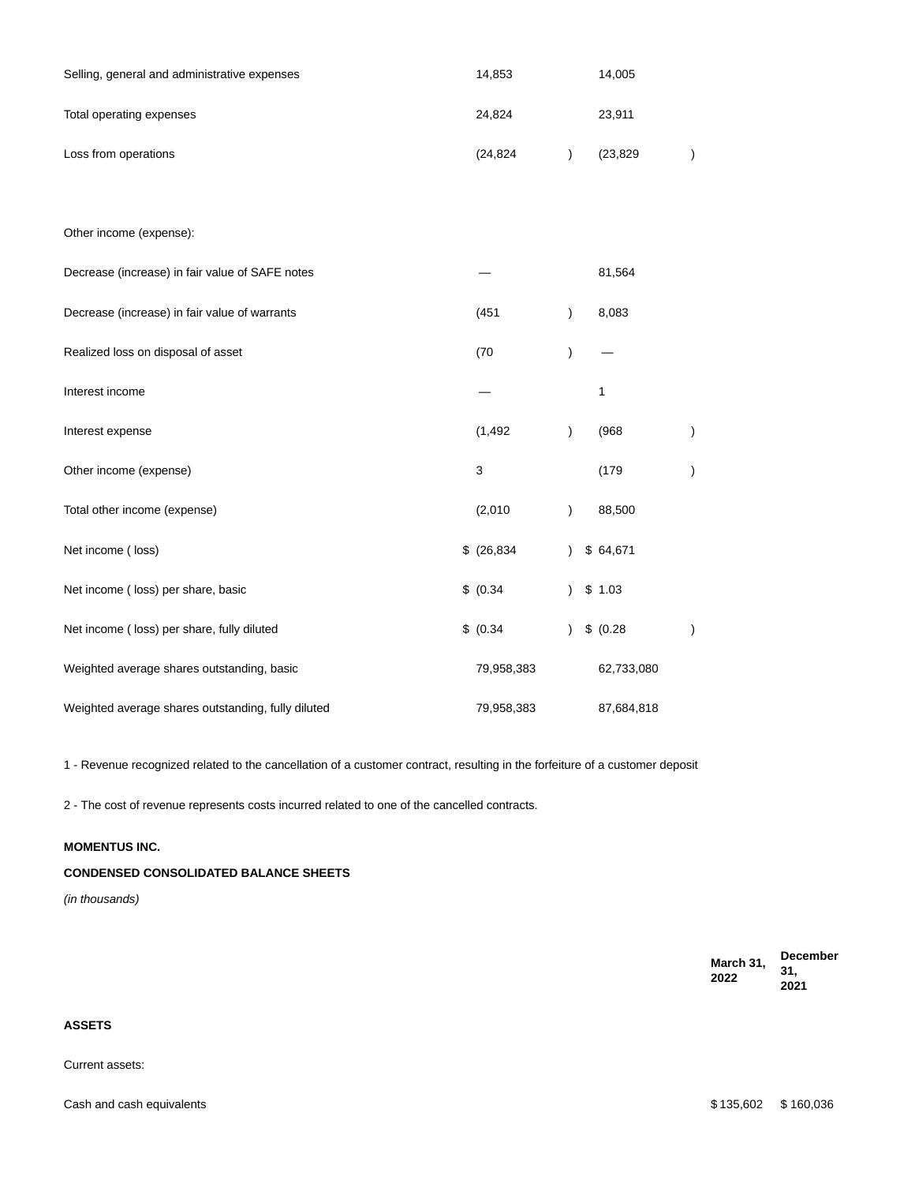| | | |
|---|---|---|
| Selling, general and administrative expenses | 14,853 | 14,005 |
| Total operating expenses | 24,824 | 23,911 |
| Loss from operations | (24,824 ) | (23,829 ) |
| | | |
| Other income (expense): | | |
| Decrease (increase) in fair value of SAFE notes | — | 81,564 |
| Decrease (increase) in fair value of warrants | (451 ) | 8,083 |
| Realized loss on disposal of asset | (70 ) | — |
| Interest income | — | 1 |
| Interest expense | (1,492 ) | (968 ) |
| Other income (expense) | 3 | (179 ) |
| Total other income (expense) | (2,010 ) | 88,500 |
| Net income ( loss) | $ (26,834 ) | $ 64,671 |
| Net income ( loss) per share, basic | $ (0.34 ) | $ 1.03 |
| Net income ( loss) per share, fully diluted | $ (0.34 ) | $ (0.28 ) |
| Weighted average shares outstanding, basic | 79,958,383 | 62,733,080 |
| Weighted average shares outstanding, fully diluted | 79,958,383 | 87,684,818 |

1 - Revenue recognized related to the cancellation of a customer contract, resulting in the forfeiture of a customer deposit

2 - The cost of revenue represents costs incurred related to one of the cancelled contracts.

**MOMENTUS INC.**

**CONDENSED CONSOLIDATED BALANCE SHEETS**

*(in thousands)*

| | **March 31, 2022** | **December 31, 2021** |
|---|---|---|
| **ASSETS** | | |
| Current assets: | | |
| Cash and cash equivalents | $ 135,602 | $ 160,036 |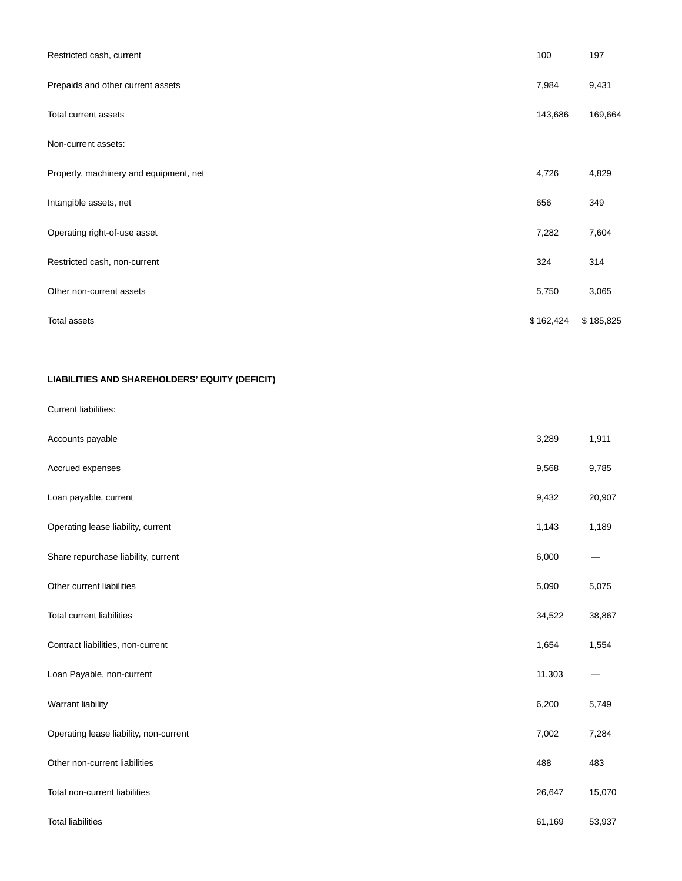| | | |
|---|---|---|
| Restricted cash, current | 100 | 197 |
| Prepaids and other current assets | 7,984 | 9,431 |
| Total current assets | 143,686 | 169,664 |
| Non-current assets: | | |
| Property, machinery and equipment, net | 4,726 | 4,829 |
| Intangible assets, net | 656 | 349 |
| Operating right-of-use asset | 7,282 | 7,604 |
| Restricted cash, non-current | 324 | 314 |
| Other non-current assets | 5,750 | 3,065 |
| Total assets | $ 162,424 | $ 185,825 |
| | | |
| **LIABILITIES AND SHAREHOLDERS' EQUITY (DEFICIT)** | | |
| Current liabilities: | | |
| Accounts payable | 3,289 | 1,911 |
| Accrued expenses | 9,568 | 9,785 |
| Loan payable, current | 9,432 | 20,907 |
| Operating lease liability, current | 1,143 | 1,189 |
| Share repurchase liability, current | 6,000 | — |
| Other current liabilities | 5,090 | 5,075 |
| Total current liabilities | 34,522 | 38,867 |
| Contract liabilities, non-current | 1,654 | 1,554 |
| Loan Payable, non-current | 11,303 | — |
| Warrant liability | 6,200 | 5,749 |
| Operating lease liability, non-current | 7,002 | 7,284 |
| Other non-current liabilities | 488 | 483 |
| Total non-current liabilities | 26,647 | 15,070 |
| Total liabilities | 61,169 | 53,937 |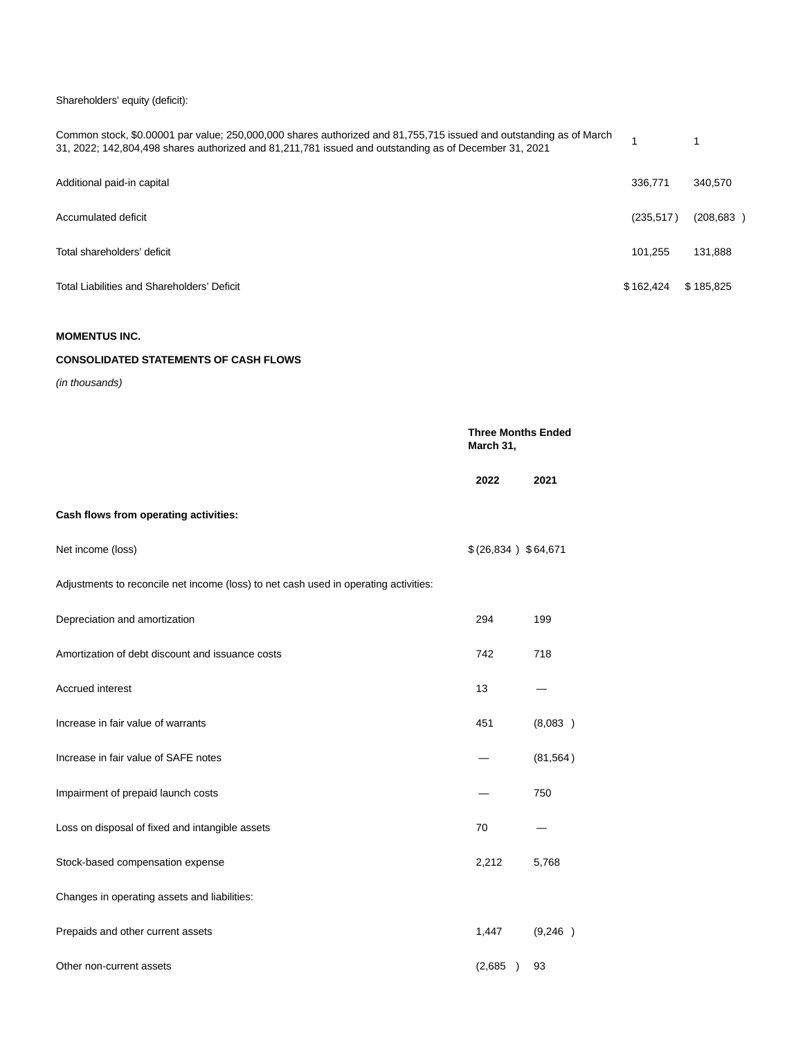| | | |
|---|---|---|
| Shareholders' equity (deficit): | | |
| Common stock, $0.00001 par value; 250,000,000 shares authorized and 81,755,715 issued and outstanding as of March 31, 2022; 142,804,498 shares authorized and 81,211,781 issued and outstanding as of December 31, 2021 | 1 | 1 |
| Additional paid-in capital | 336,771 | 340,570 |
| Accumulated deficit | (235,517) | (208,683) |
| Total shareholders' deficit | 101,255 | 131,888 |
| Total Liabilities and Shareholders' Deficit | $ 162,424 | $ 185,825 |

**MOMENTUS INC.**

**CONSOLIDATED STATEMENTS OF CASH FLOWS**

*(in thousands)*

| | **Three Months Ended March 31,** | |
|---|---|---|
| | **2022** | **2021** |
| **Cash flows from operating activities:** | | |
| Net income (loss) | $ (26,834) | $ 64,671 |
| Adjustments to reconcile net income (loss) to net cash used in operating activities: | | |
| Depreciation and amortization | 294 | 199 |
| Amortization of debt discount and issuance costs | 742 | 718 |
| Accrued interest | 13 | — |
| Increase in fair value of warrants | 451 | (8,083) |
| Increase in fair value of SAFE notes | — | (81,564) |
| Impairment of prepaid launch costs | — | 750 |
| Loss on disposal of fixed and intangible assets | 70 | — |
| Stock-based compensation expense | 2,212 | 5,768 |
| Changes in operating assets and liabilities: | | |
| Prepaids and other current assets | 1,447 | (9,246) |
| Other non-current assets | (2,685) | 93 |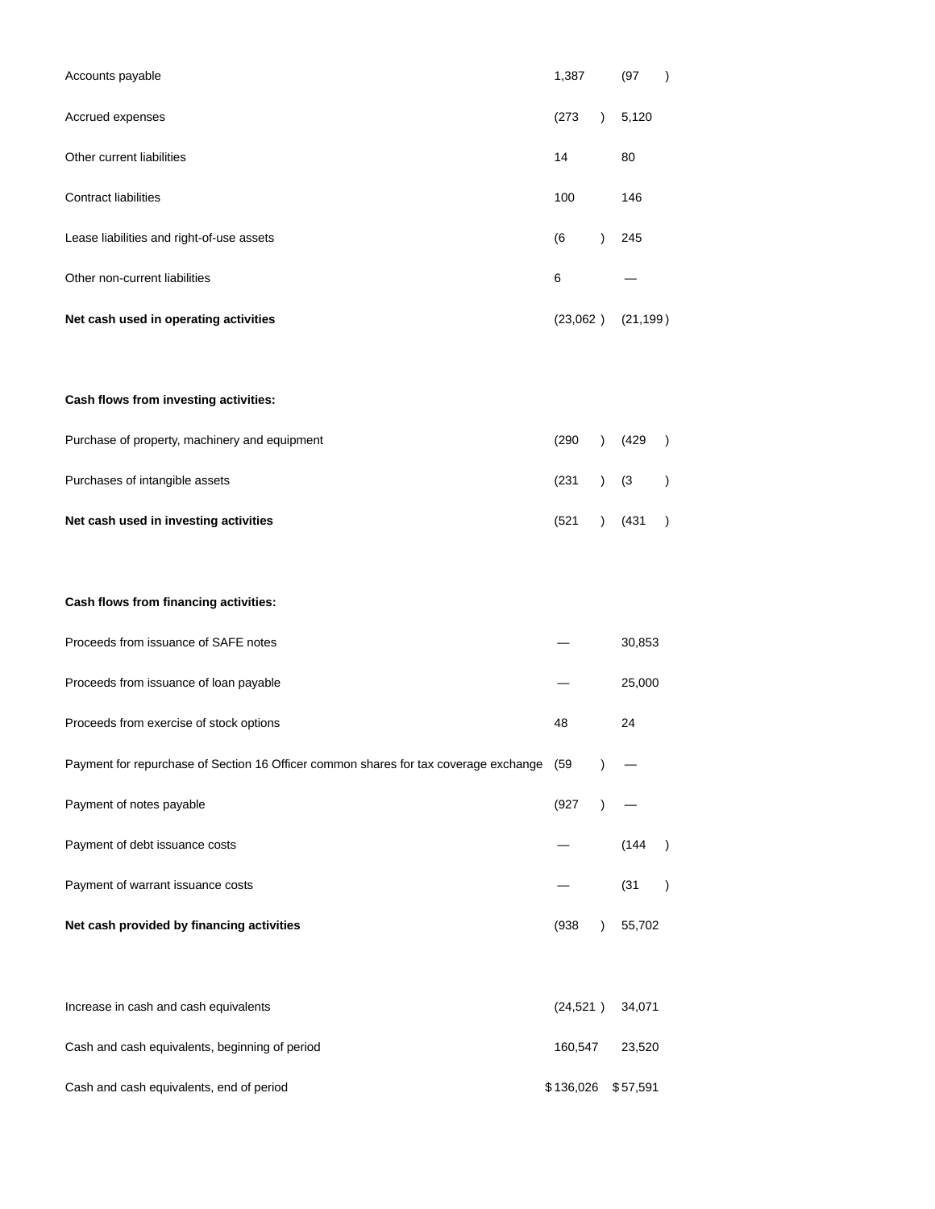| | | |
|---|---|---|
| Accounts payable | 1,387 | (97) |
| Accrued expenses | (273) | 5,120 |
| Other current liabilities | 14 | 80 |
| Contract liabilities | 100 | 146 |
| Lease liabilities and right-of-use assets | (6) | 245 |
| Other non-current liabilities | 6 | — |
| **Net cash used in operating activities** | (23,062) | (21,199) |
| | | |
| **Cash flows from investing activities:** | | |
| Purchase of property, machinery and equipment | (290) | (429) |
| Purchases of intangible assets | (231) | (3) |
| **Net cash used in investing activities** | (521) | (431) |
| | | |
| **Cash flows from financing activities:** | | |
| Proceeds from issuance of SAFE notes | — | 30,853 |
| Proceeds from issuance of loan payable | — | 25,000 |
| Proceeds from exercise of stock options | 48 | 24 |
| Payment for repurchase of Section 16 Officer common shares for tax coverage exchange | (59) | — |
| Payment of notes payable | (927) | — |
| Payment of debt issuance costs | — | (144) |
| Payment of warrant issuance costs | — | (31) |
| **Net cash provided by financing activities** | (938) | 55,702 |
| | | |
| Increase in cash and cash equivalents | (24,521) | 34,071 |
| Cash and cash equivalents, beginning of period | 160,547 | 23,520 |
| Cash and cash equivalents, end of period | $ 136,026 | $ 57,591 |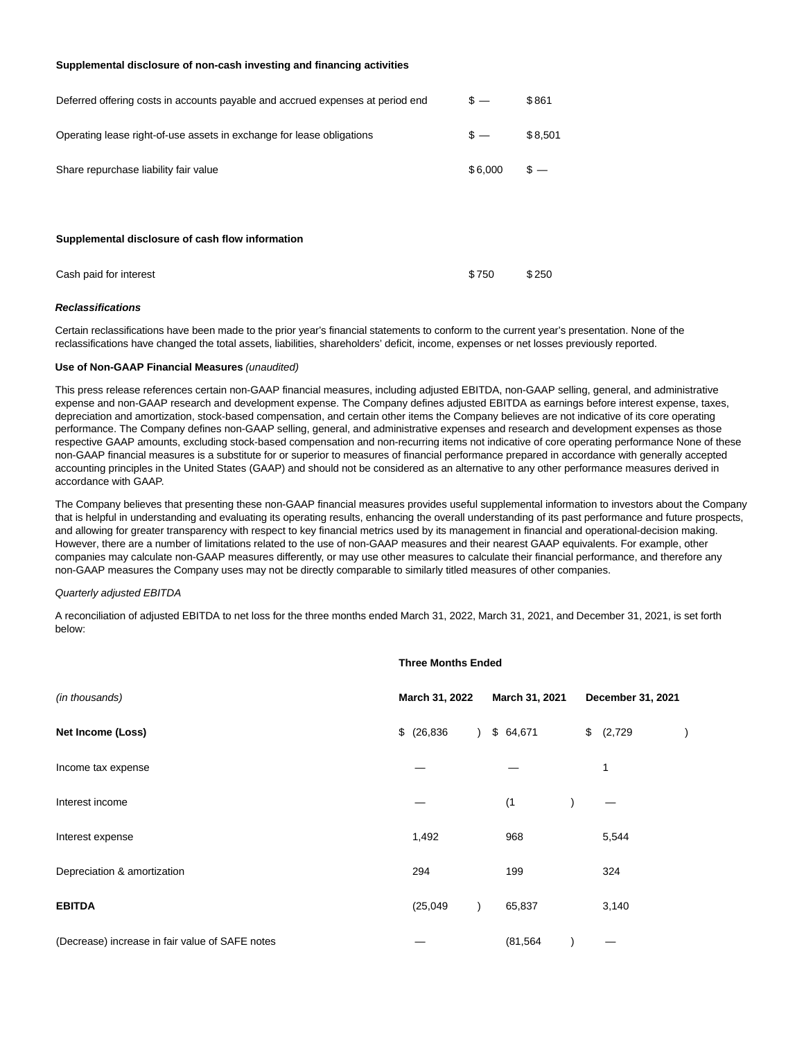**Supplemental disclosure of non-cash investing and financing activities**

| | | |
|---|---|---|
| Deferred offering costs in accounts payable and accrued expenses at period end | $ — | $ 861 |
| Operating lease right-of-use assets in exchange for lease obligations | $ — | $ 8,501 |
| Share repurchase liability fair value | $ 6,000 | $ — |

**Supplemental disclosure of cash flow information**

| | | |
|---|---|---|
| Cash paid for interest | $ 750 | $ 250 |

***Reclassifications***

Certain reclassifications have been made to the prior year's financial statements to conform to the current year's presentation. None of the reclassifications have changed the total assets, liabilities, shareholders' deficit, income, expenses or net losses previously reported.

**Use of Non-GAAP Financial Measures** *(unaudited)*

This press release references certain non-GAAP financial measures, including adjusted EBITDA, non-GAAP selling, general, and administrative expense and non-GAAP research and development expense. The Company defines adjusted EBITDA as earnings before interest expense, taxes, depreciation and amortization, stock-based compensation, and certain other items the Company believes are not indicative of its core operating performance. The Company defines non-GAAP selling, general, and administrative expenses and research and development expenses as those respective GAAP amounts, excluding stock-based compensation and non-recurring items not indicative of core operating performance None of these non-GAAP financial measures is a substitute for or superior to measures of financial performance prepared in accordance with generally accepted accounting principles in the United States (GAAP) and should not be considered as an alternative to any other performance measures derived in accordance with GAAP.

The Company believes that presenting these non-GAAP financial measures provides useful supplemental information to investors about the Company that is helpful in understanding and evaluating its operating results, enhancing the overall understanding of its past performance and future prospects, and allowing for greater transparency with respect to key financial metrics used by its management in financial and operational-decision making. However, there are a number of limitations related to the use of non-GAAP measures and their nearest GAAP equivalents. For example, other companies may calculate non-GAAP measures differently, or may use other measures to calculate their financial performance, and therefore any non-GAAP measures the Company uses may not be directly comparable to similarly titled measures of other companies.

*Quarterly adjusted EBITDA*

A reconciliation of adjusted EBITDA to net loss for the three months ended March 31, 2022, March 31, 2021, and December 31, 2021, is set forth below:

| | **Three Months Ended** | | |
|---|---|---|---|
| *(in thousands)* | **March 31, 2022** | **March 31, 2021** | **December 31, 2021** |
| **Net Income (Loss)** | $ (26,836) | $ 64,671 | $ (2,729) |
| Income tax expense | — | — | 1 |
| Interest income | — | (1) | — |
| Interest expense | 1,492 | 968 | 5,544 |
| Depreciation & amortization | 294 | 199 | 324 |
| **EBITDA** | (25,049) | 65,837 | 3,140 |
| (Decrease) increase in fair value of SAFE notes | — | (81,564) | — |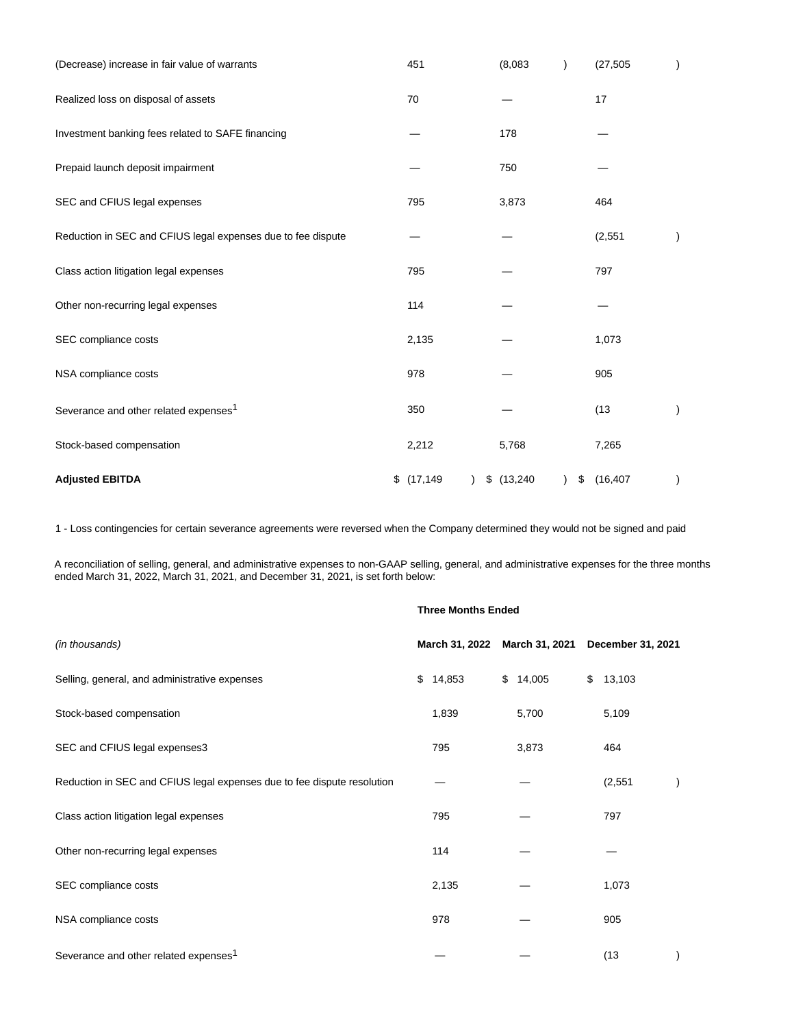| | | | |
|---|---|---|---|
| (Decrease) increase in fair value of warrants | 451 | (8,083) | (27,505) |
| Realized loss on disposal of assets | 70 | — | 17 |
| Investment banking fees related to SAFE financing | — | 178 | — |
| Prepaid launch deposit impairment | — | 750 | — |
| SEC and CFIUS legal expenses | 795 | 3,873 | 464 |
| Reduction in SEC and CFIUS legal expenses due to fee dispute | — | — | (2,551) |
| Class action litigation legal expenses | 795 | — | 797 |
| Other non-recurring legal expenses | 114 | — | — |
| SEC compliance costs | 2,135 | — | 1,073 |
| NSA compliance costs | 978 | — | 905 |
| Severance and other related expenses[1] | 350 | — | (13) |
| Stock-based compensation | 2,212 | 5,768 | 7,265 |
| **Adjusted EBITDA** | $ (17,149) | $ (13,240) | $ (16,407) |

1 - Loss contingencies for certain severance agreements were reversed when the Company determined they would not be signed and paid

A reconciliation of selling, general, and administrative expenses to non-GAAP selling, general, and administrative expenses for the three months ended March 31, 2022, March 31, 2021, and December 31, 2021, is set forth below:

| | **Three Months Ended** | | |
|---|---|---|---|
| *(in thousands)* | **March 31, 2022** | **March 31, 2021** | **December 31, 2021** |
| Selling, general, and administrative expenses | $ 14,853 | $ 14,005 | $ 13,103 |
| Stock-based compensation | 1,839 | 5,700 | 5,109 |
| SEC and CFIUS legal expenses3 | 795 | 3,873 | 464 |
| Reduction in SEC and CFIUS legal expenses due to fee dispute resolution | — | — | (2,551) |
| Class action litigation legal expenses | 795 | — | 797 |
| Other non-recurring legal expenses | 114 | — | — |
| SEC compliance costs | 2,135 | — | 1,073 |
| NSA compliance costs | 978 | — | 905 |
| Severance and other related expenses[1] | — | — | (13) |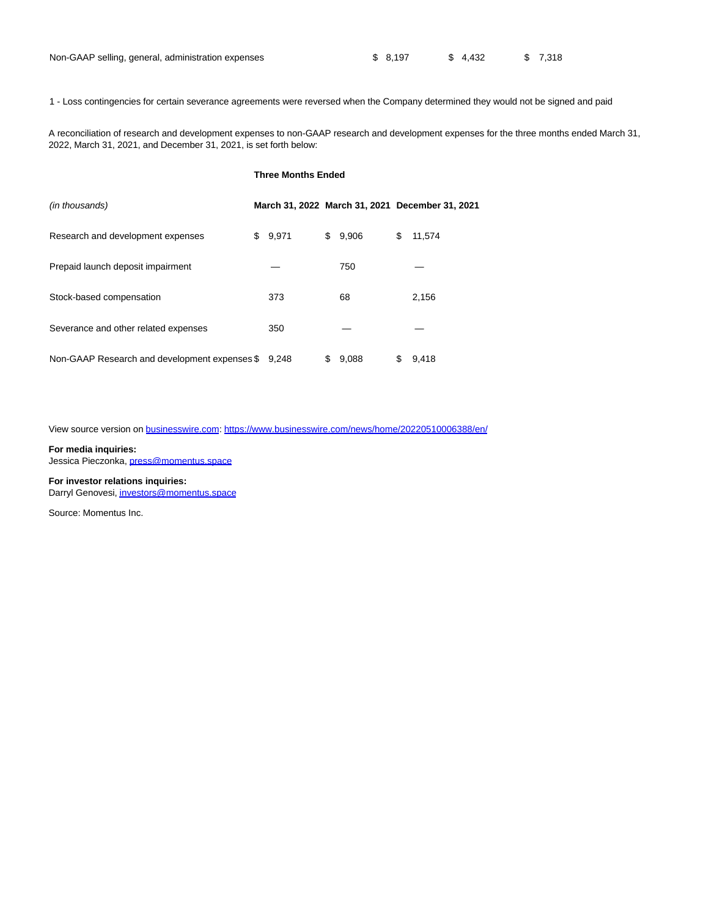| | | | |
|---|---|---|---|
| Non-GAAP selling, general, administration expenses | $ 8,197 | $ 4,432 | $ 7,318 |

1 - Loss contingencies for certain severance agreements were reversed when the Company determined they would not be signed and paid

A reconciliation of research and development expenses to non-GAAP research and development expenses for the three months ended March 31, 2022, March 31, 2021, and December 31, 2021, is set forth below:

| | **Three Months Ended** | | |
|---|---|---|---|
| *(in thousands)* | **March 31, 2022** | **March 31, 2021** | **December 31, 2021** |
| Research and development expenses | $ 9,971 | $ 9,906 | $ 11,574 |
| Prepaid launch deposit impairment | — | 750 | — |
| Stock-based compensation | 373 | 68 | 2,156 |
| Severance and other related expenses | 350 | — | — |
| Non-GAAP Research and development expenses | $ 9,248 | $ 9,088 | $ 9,418 |

View source version on businesswire.com: https://www.businesswire.com/news/home/20220510006388/en/

**For media inquiries:**
Jessica Pieczonka, press@momentus.space

**For investor relations inquiries:**
Darryl Genovesi, investors@momentus.space

Source: Momentus Inc.